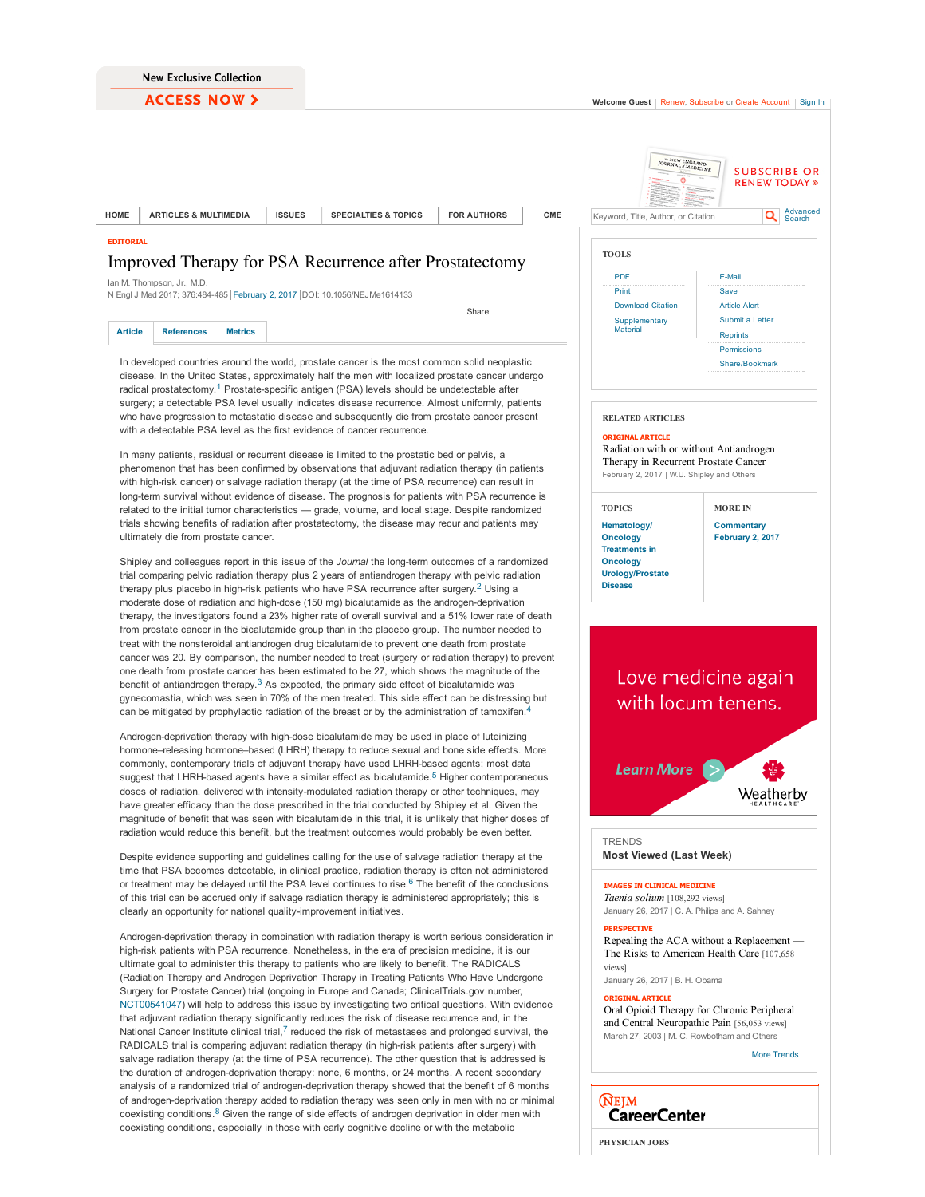EDITORIAL

# Improved Therapy for PSA Recurrence after Prostatectomy

Ian M. Thompson, Jr., M.D.

In developed countries around the world, prostate cancer is the most common solid neoplastic disease. In the United States, approximately half the men with localized prostate cancer undergo radical prostatectomy.[1] Prostate-specific antigen (PSA) levels should be undetectable after surgery; a detectable PSA level usually indicates disease recurrence. Almost uniformly, patients who have progression to metastatic disease and subsequently die from prostate cancer present with a detectable PSA level as the first evidence of cancer recurrence.

In many patients, residual or recurrent disease is limited to the prostatic bed or pelvis, a phenomenon that has been confirmed by observations that adjuvant radiation therapy (in patients with high-risk cancer) or salvage radiation therapy (at the time of PSA recurrence) can result in long-term survival without evidence of disease. The prognosis for patients with PSA recurrence is related to the initial tumor characteristics — grade, volume, and local stage. Despite randomized trials showing benefits of radiation after prostatectomy, the disease may recur and patients may ultimately die from prostate cancer.

Shipley and colleagues report in this issue of the *Journal* the long-term outcomes of a randomized trial comparing pelvic radiation therapy plus 2 years of antiandrogen therapy with pelvic radiation therapy plus placebo in high-risk patients who have PSA recurrence after surgery.[2] Using a moderate dose of radiation and high-dose (150 mg) bicalutamide as the androgen-deprivation therapy, the investigators found a 23% higher rate of overall survival and a 51% lower rate of death from prostate cancer in the bicalutamide group than in the placebo group. The number needed to treat with the nonsteroidal antiandrogen drug bicalutamide to prevent one death from prostate cancer was 20. By comparison, the number needed to treat (surgery or radiation therapy) to prevent one death from prostate cancer has been estimated to be 27, which shows the magnitude of the benefit of antiandrogen therapy.[3] As expected, the primary side effect of bicalutamide was gynecomastia, which was seen in 70% of the men treated. This side effect can be distressing but can be mitigated by prophylactic radiation of the breast or by the administration of tamoxifen.[4]

Androgen-deprivation therapy with high-dose bicalutamide may be used in place of luteinizing hormone–releasing hormone–based (LHRH) therapy to reduce sexual and bone side effects. More commonly, contemporary trials of adjuvant therapy have used LHRH-based agents; most data suggest that LHRH-based agents have a similar effect as bicalutamide.[5] Higher contemporaneous doses of radiation, delivered with intensity-modulated radiation therapy or other techniques, may have greater efficacy than the dose prescribed in the trial conducted by Shipley et al. Given the magnitude of benefit that was seen with bicalutamide in this trial, it is unlikely that higher doses of radiation would reduce this benefit, but the treatment outcomes would probably be even better.

Despite evidence supporting and guidelines calling for the use of salvage radiation therapy at the time that PSA becomes detectable, in clinical practice, radiation therapy is often not administered or treatment may be delayed until the PSA level continues to rise.[6] The benefit of the conclusions of this trial can be accrued only if salvage radiation therapy is administered appropriately; this is clearly an opportunity for national quality-improvement initiatives.

Androgen-deprivation therapy in combination with radiation therapy is worth serious consideration in high-risk patients with PSA recurrence. Nonetheless, in the era of precision medicine, it is our ultimate goal to administer this therapy to patients who are likely to benefit. The RADICALS (Radiation Therapy and Androgen Deprivation Therapy in Treating Patients Who Have Undergone Surgery for Prostate Cancer) trial (ongoing in Europe and Canada; ClinicalTrials.gov number, NCT00541047) will help to address this issue by investigating two critical questions. With evidence that adjuvant radiation therapy significantly reduces the risk of disease recurrence and, in the National Cancer Institute clinical trial,[7] reduced the risk of metastases and prolonged survival, the RADICALS trial is comparing adjuvant radiation therapy (in high-risk patients after surgery) with salvage radiation therapy (at the time of PSA recurrence). The other question that is addressed is the duration of androgen-deprivation therapy: none, 6 months, or 24 months. A recent secondary analysis of a randomized trial of androgen-deprivation therapy showed that the benefit of 6 months of androgen-deprivation therapy added to radiation therapy was seen only in men with no or minimal coexisting conditions.[8] Given the range of side effects of androgen deprivation in older men with coexisting conditions, especially in those with early cognitive decline or with the metabolic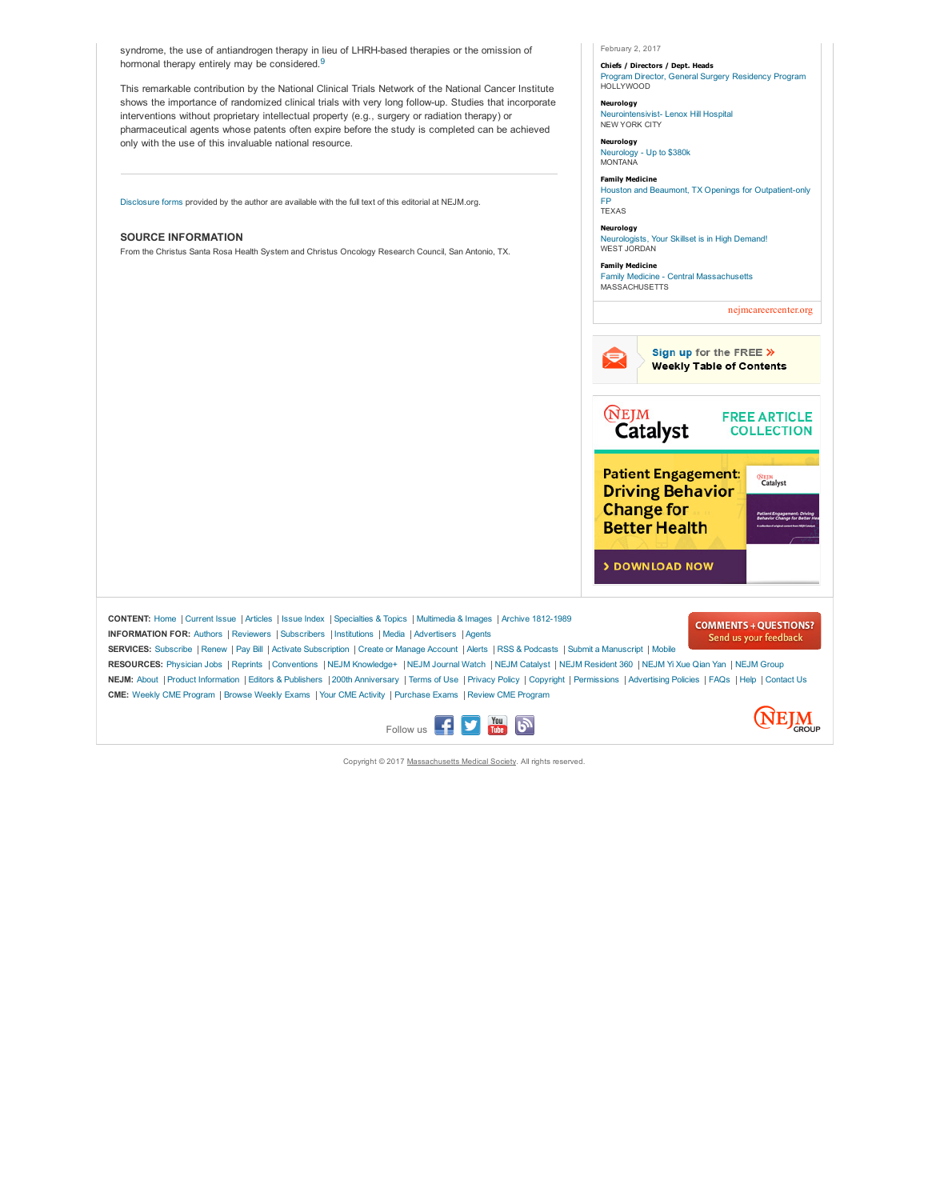syndrome, the use of antiandrogen therapy in lieu of LHRH-based therapies or the omission of hormonal therapy entirely may be considered.[9]

This remarkable contribution by the National Clinical Trials Network of the National Cancer Institute shows the importance of randomized clinical trials with very long follow-up. Studies that incorporate interventions without proprietary intellectual property (e.g., surgery or radiation therapy) or pharmaceutical agents whose patents often expire before the study is completed can be achieved only with the use of this invaluable national resource.

Disclosure forms provided by the author are available with the full text of this editorial at NEJM.org.

## SOURCE INFORMATION

From the Christus Santa Rosa Health System and Christus Oncology Research Council, San Antonio, TX.